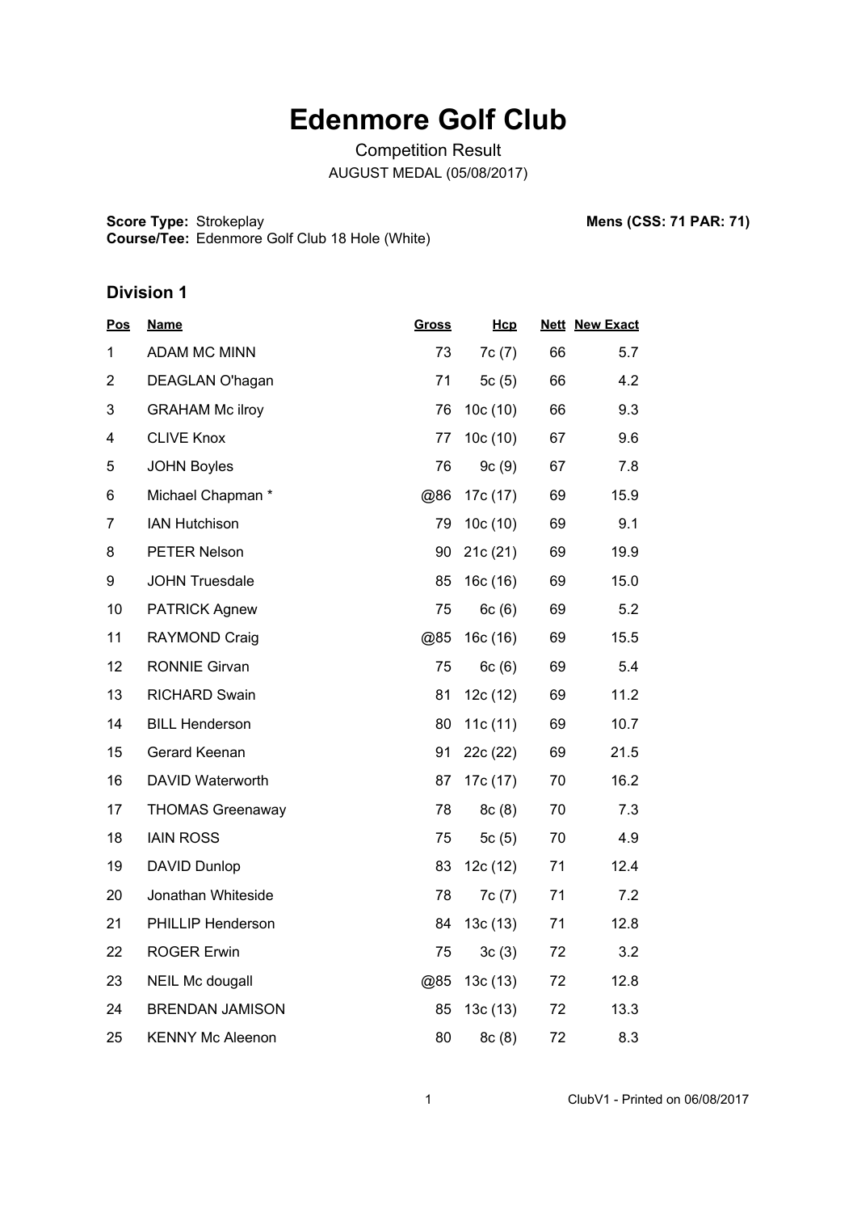# Edenmore Golf Club

Competition Result

AUGUST MEDAL (05/08/2017)

**Score Type:** Strokeplay

**Course/Tee:** Edenmore Golf Club 18 Hole (White)

**Mens (CSS: 71 PAR: 71)**

## Division 1

| Pos | Name | Gross | Hcp | Nett | New Exact |
|---|---|---|---|---|---|
| 1 | ADAM MC MINN | 73 | 7c (7) | 66 | 5.7 |
| 2 | DEAGLAN O'hagan | 71 | 5c (5) | 66 | 4.2 |
| 3 | GRAHAM Mc ilroy | 76 | 10c (10) | 66 | 9.3 |
| 4 | CLIVE Knox | 77 | 10c (10) | 67 | 9.6 |
| 5 | JOHN Boyles | 76 | 9c (9) | 67 | 7.8 |
| 6 | Michael Chapman * | @86 | 17c (17) | 69 | 15.9 |
| 7 | IAN Hutchison | 79 | 10c (10) | 69 | 9.1 |
| 8 | PETER Nelson | 90 | 21c (21) | 69 | 19.9 |
| 9 | JOHN Truesdale | 85 | 16c (16) | 69 | 15.0 |
| 10 | PATRICK Agnew | 75 | 6c (6) | 69 | 5.2 |
| 11 | RAYMOND Craig | @85 | 16c (16) | 69 | 15.5 |
| 12 | RONNIE Girvan | 75 | 6c (6) | 69 | 5.4 |
| 13 | RICHARD Swain | 81 | 12c (12) | 69 | 11.2 |
| 14 | BILL Henderson | 80 | 11c (11) | 69 | 10.7 |
| 15 | Gerard Keenan | 91 | 22c (22) | 69 | 21.5 |
| 16 | DAVID Waterworth | 87 | 17c (17) | 70 | 16.2 |
| 17 | THOMAS Greenaway | 78 | 8c (8) | 70 | 7.3 |
| 18 | IAIN ROSS | 75 | 5c (5) | 70 | 4.9 |
| 19 | DAVID Dunlop | 83 | 12c (12) | 71 | 12.4 |
| 20 | Jonathan Whiteside | 78 | 7c (7) | 71 | 7.2 |
| 21 | PHILLIP Henderson | 84 | 13c (13) | 71 | 12.8 |
| 22 | ROGER Erwin | 75 | 3c (3) | 72 | 3.2 |
| 23 | NEIL Mc dougall | @85 | 13c (13) | 72 | 12.8 |
| 24 | BRENDAN JAMISON | 85 | 13c (13) | 72 | 13.3 |
| 25 | KENNY Mc Aleenon | 80 | 8c (8) | 72 | 8.3 |

ClubV1 - Printed on 06/08/2017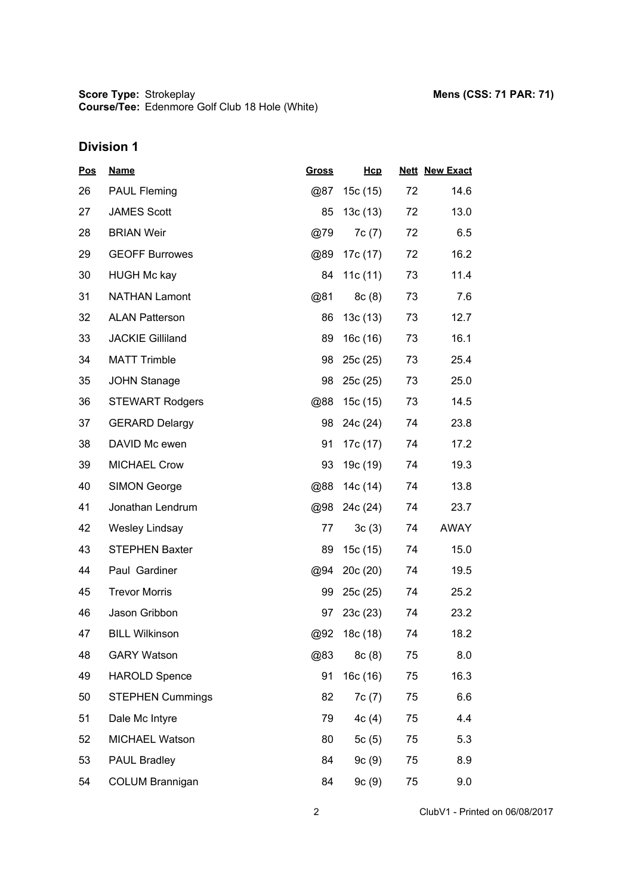**Score Type:** Strokeplay **Mens (CSS: 71 PAR: 71)**
**Course/Tee:** Edenmore Golf Club 18 Hole (White)

## Division 1

| Pos | Name | Gross | Hcp | Nett | New Exact |
|---|---|---|---|---|---|
| 26 | PAUL Fleming | @87 | 15c (15) | 72 | 14.6 |
| 27 | JAMES Scott | 85 | 13c (13) | 72 | 13.0 |
| 28 | BRIAN Weir | @79 | 7c (7) | 72 | 6.5 |
| 29 | GEOFF Burrowes | @89 | 17c (17) | 72 | 16.2 |
| 30 | HUGH Mc kay | 84 | 11c (11) | 73 | 11.4 |
| 31 | NATHAN Lamont | @81 | 8c (8) | 73 | 7.6 |
| 32 | ALAN Patterson | 86 | 13c (13) | 73 | 12.7 |
| 33 | JACKIE Gilliland | 89 | 16c (16) | 73 | 16.1 |
| 34 | MATT Trimble | 98 | 25c (25) | 73 | 25.4 |
| 35 | JOHN Stanage | 98 | 25c (25) | 73 | 25.0 |
| 36 | STEWART Rodgers | @88 | 15c (15) | 73 | 14.5 |
| 37 | GERARD Delargy | 98 | 24c (24) | 74 | 23.8 |
| 38 | DAVID Mc ewen | 91 | 17c (17) | 74 | 17.2 |
| 39 | MICHAEL Crow | 93 | 19c (19) | 74 | 19.3 |
| 40 | SIMON George | @88 | 14c (14) | 74 | 13.8 |
| 41 | Jonathan Lendrum | @98 | 24c (24) | 74 | 23.7 |
| 42 | Wesley Lindsay | 77 | 3c (3) | 74 | AWAY |
| 43 | STEPHEN Baxter | 89 | 15c (15) | 74 | 15.0 |
| 44 | Paul Gardiner | @94 | 20c (20) | 74 | 19.5 |
| 45 | Trevor Morris | 99 | 25c (25) | 74 | 25.2 |
| 46 | Jason Gribbon | 97 | 23c (23) | 74 | 23.2 |
| 47 | BILL Wilkinson | @92 | 18c (18) | 74 | 18.2 |
| 48 | GARY Watson | @83 | 8c (8) | 75 | 8.0 |
| 49 | HAROLD Spence | 91 | 16c (16) | 75 | 16.3 |
| 50 | STEPHEN Cummings | 82 | 7c (7) | 75 | 6.6 |
| 51 | Dale Mc Intyre | 79 | 4c (4) | 75 | 4.4 |
| 52 | MICHAEL Watson | 80 | 5c (5) | 75 | 5.3 |
| 53 | PAUL Bradley | 84 | 9c (9) | 75 | 8.9 |
| 54 | COLUM Brannigan | 84 | 9c (9) | 75 | 9.0 |

ClubV1 - Printed on 06/08/2017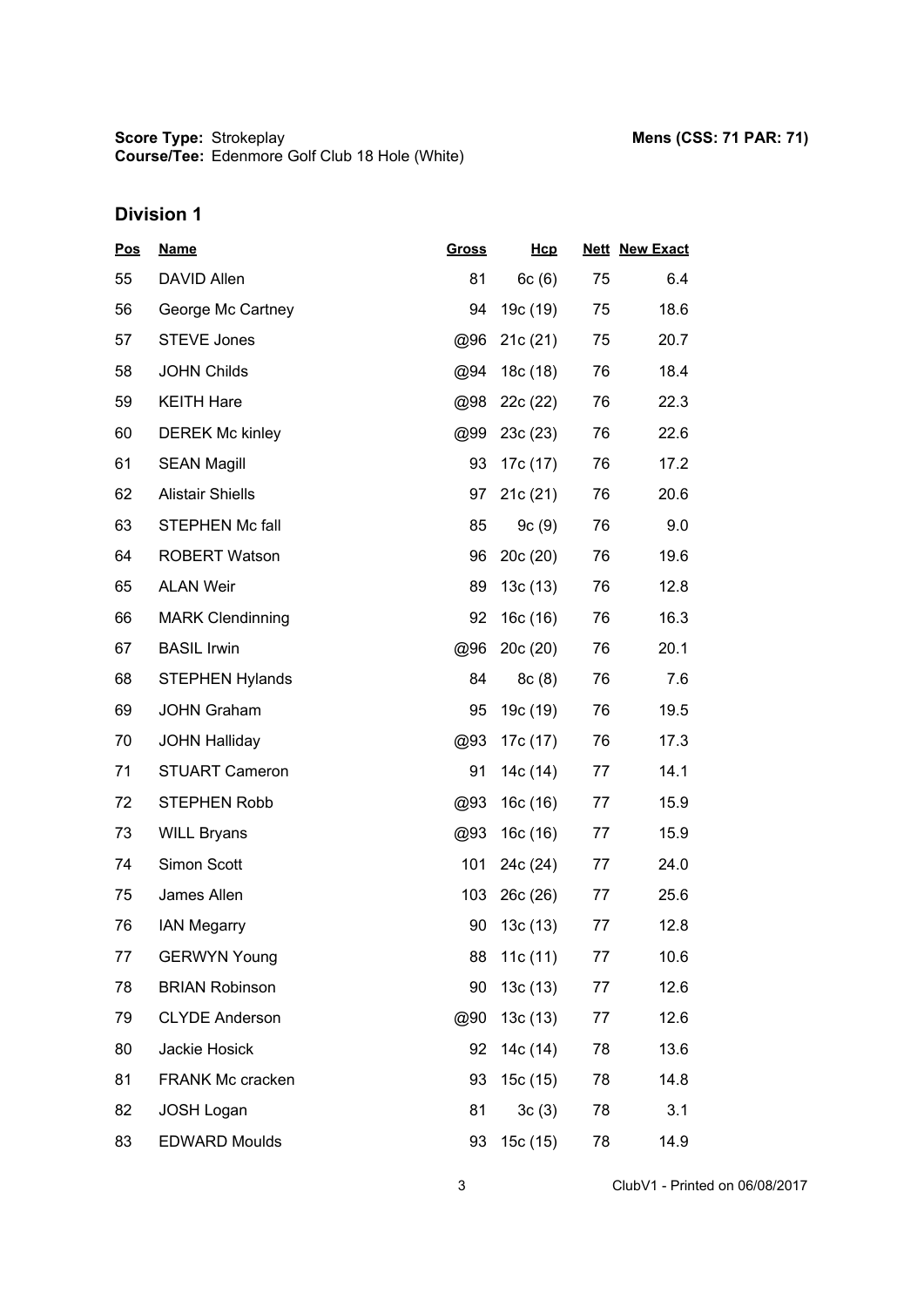**Score Type:** Strokeplay
**Course/Tee:** Edenmore Golf Club 18 Hole (White)

**Mens (CSS: 71 PAR: 71)**

## Division 1

| Pos | Name | Gross | Hcp | Nett | New Exact |
|---|---|---|---|---|---|
| 55 | DAVID Allen | 81 | 6c (6) | 75 | 6.4 |
| 56 | George Mc Cartney | 94 | 19c (19) | 75 | 18.6 |
| 57 | STEVE Jones | @96 | 21c (21) | 75 | 20.7 |
| 58 | JOHN Childs | @94 | 18c (18) | 76 | 18.4 |
| 59 | KEITH Hare | @98 | 22c (22) | 76 | 22.3 |
| 60 | DEREK Mc kinley | @99 | 23c (23) | 76 | 22.6 |
| 61 | SEAN Magill | 93 | 17c (17) | 76 | 17.2 |
| 62 | Alistair Shiells | 97 | 21c (21) | 76 | 20.6 |
| 63 | STEPHEN Mc fall | 85 | 9c (9) | 76 | 9.0 |
| 64 | ROBERT Watson | 96 | 20c (20) | 76 | 19.6 |
| 65 | ALAN Weir | 89 | 13c (13) | 76 | 12.8 |
| 66 | MARK Clendinning | 92 | 16c (16) | 76 | 16.3 |
| 67 | BASIL Irwin | @96 | 20c (20) | 76 | 20.1 |
| 68 | STEPHEN Hylands | 84 | 8c (8) | 76 | 7.6 |
| 69 | JOHN Graham | 95 | 19c (19) | 76 | 19.5 |
| 70 | JOHN Halliday | @93 | 17c (17) | 76 | 17.3 |
| 71 | STUART Cameron | 91 | 14c (14) | 77 | 14.1 |
| 72 | STEPHEN Robb | @93 | 16c (16) | 77 | 15.9 |
| 73 | WILL Bryans | @93 | 16c (16) | 77 | 15.9 |
| 74 | Simon Scott | 101 | 24c (24) | 77 | 24.0 |
| 75 | James Allen | 103 | 26c (26) | 77 | 25.6 |
| 76 | IAN Megarry | 90 | 13c (13) | 77 | 12.8 |
| 77 | GERWYN Young | 88 | 11c (11) | 77 | 10.6 |
| 78 | BRIAN Robinson | 90 | 13c (13) | 77 | 12.6 |
| 79 | CLYDE Anderson | @90 | 13c (13) | 77 | 12.6 |
| 80 | Jackie Hosick | 92 | 14c (14) | 78 | 13.6 |
| 81 | FRANK Mc cracken | 93 | 15c (15) | 78 | 14.8 |
| 82 | JOSH Logan | 81 | 3c (3) | 78 | 3.1 |
| 83 | EDWARD Moulds | 93 | 15c (15) | 78 | 14.9 |

ClubV1 - Printed on 06/08/2017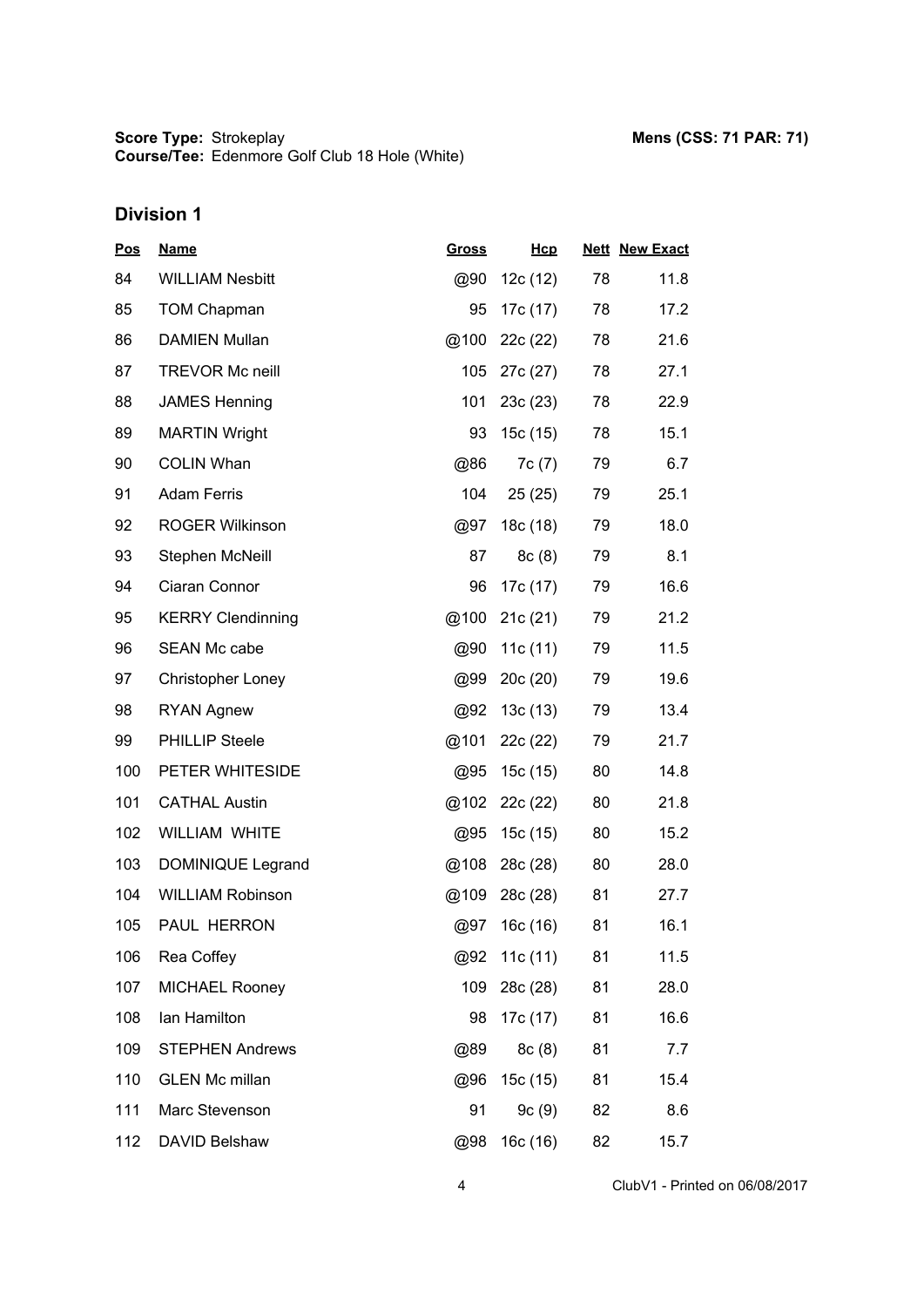**Score Type:** Strokeplay

**Course/Tee:** Edenmore Golf Club 18 Hole (White)

**Mens (CSS: 71 PAR: 71)**

## Division 1

| Pos | Name | Gross | Hcp | Nett | New Exact |
|---|---|---|---|---|---|
| 84 | WILLIAM Nesbitt | @90 | 12c (12) | 78 | 11.8 |
| 85 | TOM Chapman | 95 | 17c (17) | 78 | 17.2 |
| 86 | DAMIEN Mullan | @100 | 22c (22) | 78 | 21.6 |
| 87 | TREVOR Mc neill | 105 | 27c (27) | 78 | 27.1 |
| 88 | JAMES Henning | 101 | 23c (23) | 78 | 22.9 |
| 89 | MARTIN Wright | 93 | 15c (15) | 78 | 15.1 |
| 90 | COLIN Whan | @86 | 7c (7) | 79 | 6.7 |
| 91 | Adam Ferris | 104 | 25 (25) | 79 | 25.1 |
| 92 | ROGER Wilkinson | @97 | 18c (18) | 79 | 18.0 |
| 93 | Stephen McNeill | 87 | 8c (8) | 79 | 8.1 |
| 94 | Ciaran Connor | 96 | 17c (17) | 79 | 16.6 |
| 95 | KERRY Clendinning | @100 | 21c (21) | 79 | 21.2 |
| 96 | SEAN Mc cabe | @90 | 11c (11) | 79 | 11.5 |
| 97 | Christopher Loney | @99 | 20c (20) | 79 | 19.6 |
| 98 | RYAN Agnew | @92 | 13c (13) | 79 | 13.4 |
| 99 | PHILLIP Steele | @101 | 22c (22) | 79 | 21.7 |
| 100 | PETER WHITESIDE | @95 | 15c (15) | 80 | 14.8 |
| 101 | CATHAL Austin | @102 | 22c (22) | 80 | 21.8 |
| 102 | WILLIAM WHITE | @95 | 15c (15) | 80 | 15.2 |
| 103 | DOMINIQUE Legrand | @108 | 28c (28) | 80 | 28.0 |
| 104 | WILLIAM Robinson | @109 | 28c (28) | 81 | 27.7 |
| 105 | PAUL HERRON | @97 | 16c (16) | 81 | 16.1 |
| 106 | Rea Coffey | @92 | 11c (11) | 81 | 11.5 |
| 107 | MICHAEL Rooney | 109 | 28c (28) | 81 | 28.0 |
| 108 | Ian Hamilton | 98 | 17c (17) | 81 | 16.6 |
| 109 | STEPHEN Andrews | @89 | 8c (8) | 81 | 7.7 |
| 110 | GLEN Mc millan | @96 | 15c (15) | 81 | 15.4 |
| 111 | Marc Stevenson | 91 | 9c (9) | 82 | 8.6 |
| 112 | DAVID Belshaw | @98 | 16c (16) | 82 | 15.7 |

ClubV1 - Printed on 06/08/2017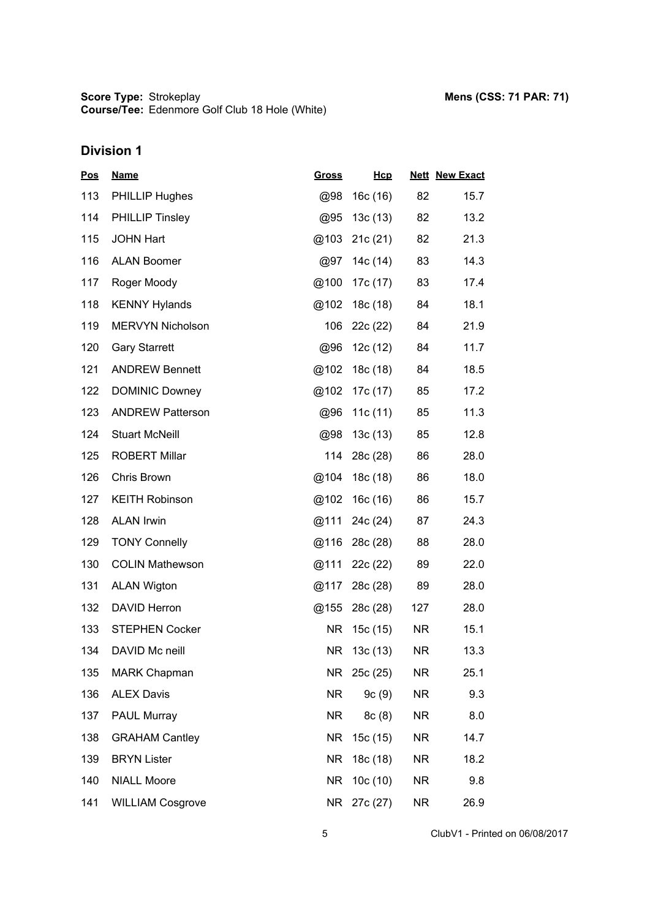**Score Type:** Strokeplay
**Course/Tee:** Edenmore Golf Club 18 Hole (White)

**Mens (CSS: 71 PAR: 71)**

## Division 1

| Pos | Name | Gross | Hcp | Nett | New Exact |
|---|---|---|---|---|---|
| 113 | PHILLIP Hughes | @98 | 16c (16) | 82 | 15.7 |
| 114 | PHILLIP Tinsley | @95 | 13c (13) | 82 | 13.2 |
| 115 | JOHN Hart | @103 | 21c (21) | 82 | 21.3 |
| 116 | ALAN Boomer | @97 | 14c (14) | 83 | 14.3 |
| 117 | Roger Moody | @100 | 17c (17) | 83 | 17.4 |
| 118 | KENNY Hylands | @102 | 18c (18) | 84 | 18.1 |
| 119 | MERVYN Nicholson | 106 | 22c (22) | 84 | 21.9 |
| 120 | Gary Starrett | @96 | 12c (12) | 84 | 11.7 |
| 121 | ANDREW Bennett | @102 | 18c (18) | 84 | 18.5 |
| 122 | DOMINIC Downey | @102 | 17c (17) | 85 | 17.2 |
| 123 | ANDREW Patterson | @96 | 11c (11) | 85 | 11.3 |
| 124 | Stuart McNeill | @98 | 13c (13) | 85 | 12.8 |
| 125 | ROBERT Millar | 114 | 28c (28) | 86 | 28.0 |
| 126 | Chris Brown | @104 | 18c (18) | 86 | 18.0 |
| 127 | KEITH Robinson | @102 | 16c (16) | 86 | 15.7 |
| 128 | ALAN Irwin | @111 | 24c (24) | 87 | 24.3 |
| 129 | TONY Connelly | @116 | 28c (28) | 88 | 28.0 |
| 130 | COLIN Mathewson | @111 | 22c (22) | 89 | 22.0 |
| 131 | ALAN Wigton | @117 | 28c (28) | 89 | 28.0 |
| 132 | DAVID Herron | @155 | 28c (28) | 127 | 28.0 |
| 133 | STEPHEN Cocker | NR | 15c (15) | NR | 15.1 |
| 134 | DAVID Mc neill | NR | 13c (13) | NR | 13.3 |
| 135 | MARK Chapman | NR | 25c (25) | NR | 25.1 |
| 136 | ALEX Davis | NR | 9c (9) | NR | 9.3 |
| 137 | PAUL Murray | NR | 8c (8) | NR | 8.0 |
| 138 | GRAHAM Cantley | NR | 15c (15) | NR | 14.7 |
| 139 | BRYN Lister | NR | 18c (18) | NR | 18.2 |
| 140 | NIALL Moore | NR | 10c (10) | NR | 9.8 |
| 141 | WILLIAM Cosgrove | NR | 27c (27) | NR | 26.9 |

ClubV1 - Printed on 06/08/2017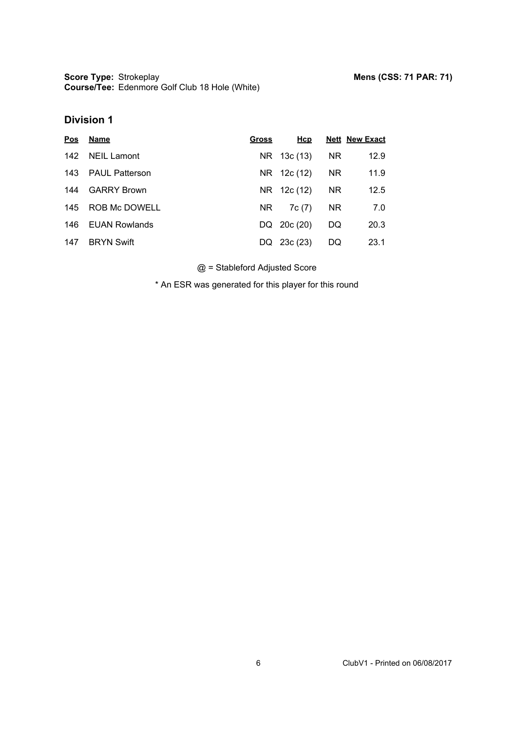**Score Type:** Strokeplay
**Course/Tee:** Edenmore Golf Club 18 Hole (White)

**Mens (CSS: 71 PAR: 71)**

## Division 1

| Pos | Name | Gross | Hcp | Nett | New Exact |
|---|---|---|---|---|---|
| 142 | NEIL Lamont | NR | 13c (13) | NR | 12.9 |
| 143 | PAUL Patterson | NR | 12c (12) | NR | 11.9 |
| 144 | GARRY Brown | NR | 12c (12) | NR | 12.5 |
| 145 | ROB Mc DOWELL | NR | 7c (7) | NR | 7.0 |
| 146 | EUAN Rowlands | DQ | 20c (20) | DQ | 20.3 |
| 147 | BRYN Swift | DQ | 23c (23) | DQ | 23.1 |

@ = Stableford Adjusted Score

* An ESR was generated for this player for this round

ClubV1 - Printed on 06/08/2017